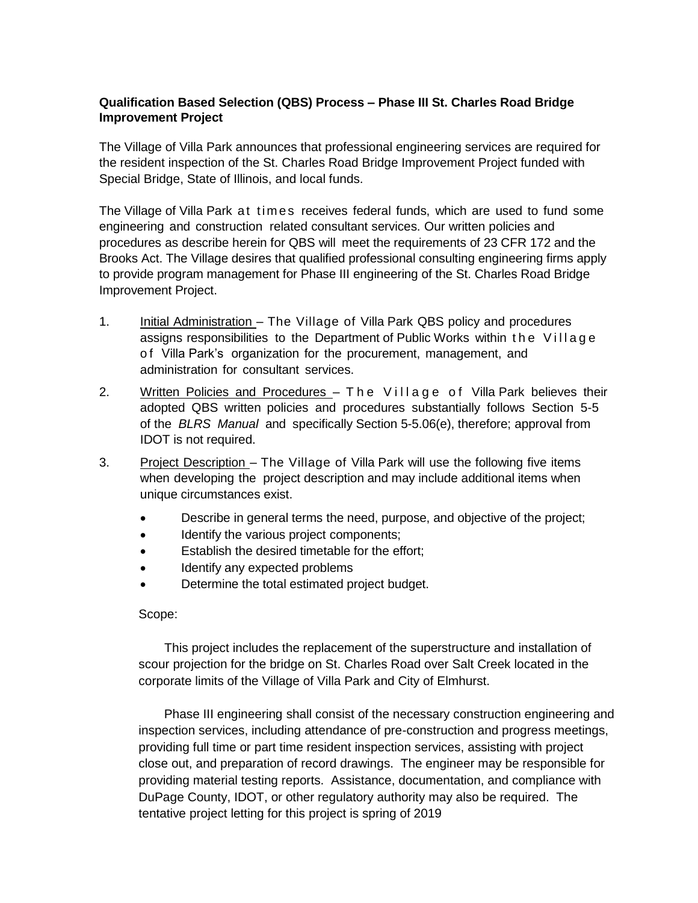**Qualification Based Selection (QBS) Process – Phase III St. Charles Road Bridge Improvement Project**

The Village of Villa Park announces that professional engineering services are required for the resident inspection of the St. Charles Road Bridge Improvement Project funded with Special Bridge, State of Illinois, and local funds.

The Village of Villa Park at times receives federal funds, which are used to fund some engineering and construction related consultant services. Our written policies and procedures as describe herein for QBS will meet the requirements of 23 CFR 172 and the Brooks Act. The Village desires that qualified professional consulting engineering firms apply to provide program management for Phase III engineering of the St. Charles Road Bridge Improvement Project.

1. Initial Administration – The Village of Villa Park QBS policy and procedures assigns responsibilities to the Department of Public Works within the Village of Villa Park's organization for the procurement, management, and administration for consultant services.

2. Written Policies and Procedures – The Village of Villa Park believes their adopted QBS written policies and procedures substantially follows Section 5-5 of the *BLRS Manual* and specifically Section 5-5.06(e), therefore; approval from IDOT is not required.

3. Project Description – The Village of Villa Park will use the following five items when developing the project description and may include additional items when unique circumstances exist.

   - Describe in general terms the need, purpose, and objective of the project;
   - Identify the various project components;
   - Establish the desired timetable for the effort;
   - Identify any expected problems
   - Determine the total estimated project budget.

   Scope:

   This project includes the replacement of the superstructure and installation of scour projection for the bridge on St. Charles Road over Salt Creek located in the corporate limits of the Village of Villa Park and City of Elmhurst.

   Phase III engineering shall consist of the necessary construction engineering and inspection services, including attendance of pre-construction and progress meetings, providing full time or part time resident inspection services, assisting with project close out, and preparation of record drawings. The engineer may be responsible for providing material testing reports. Assistance, documentation, and compliance with DuPage County, IDOT, or other regulatory authority may also be required. The tentative project letting for this project is spring of 2019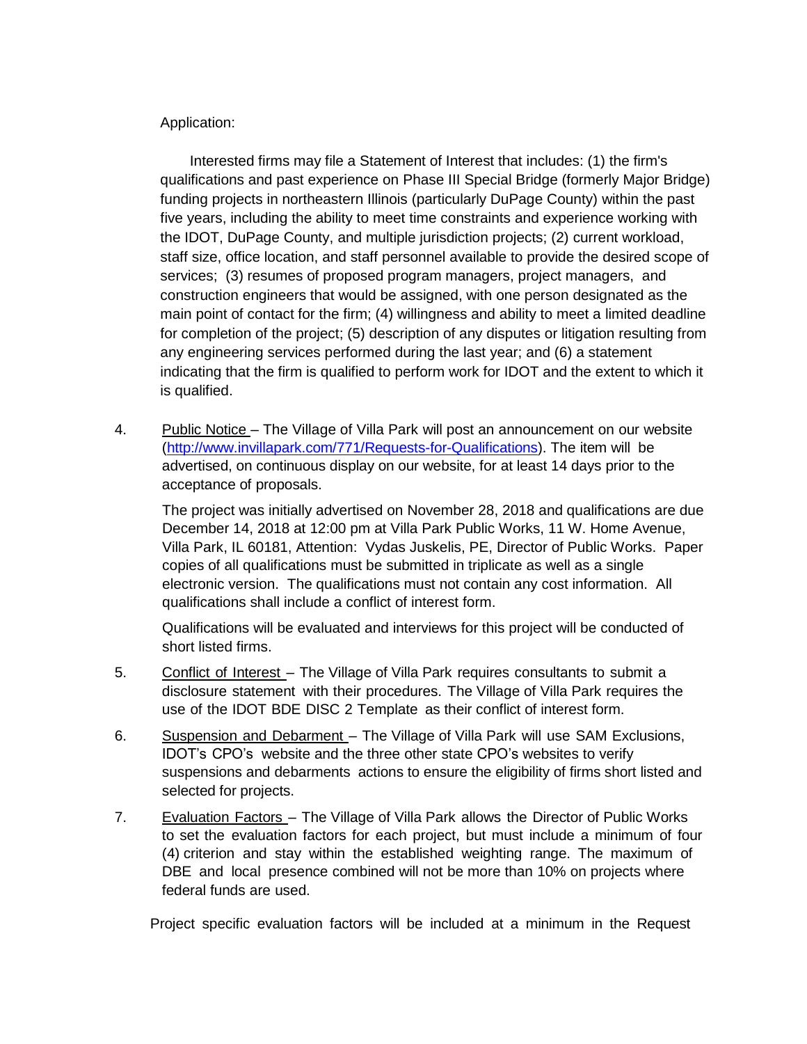Application:

Interested firms may file a Statement of Interest that includes: (1) the firm's qualifications and past experience on Phase III Special Bridge (formerly Major Bridge) funding projects in northeastern Illinois (particularly DuPage County) within the past five years, including the ability to meet time constraints and experience working with the IDOT, DuPage County, and multiple jurisdiction projects; (2) current workload, staff size, office location, and staff personnel available to provide the desired scope of services; (3) resumes of proposed program managers, project managers, and construction engineers that would be assigned, with one person designated as the main point of contact for the firm; (4) willingness and ability to meet a limited deadline for completion of the project; (5) description of any disputes or litigation resulting from any engineering services performed during the last year; and (6) a statement indicating that the firm is qualified to perform work for IDOT and the extent to which it is qualified.

4. Public Notice – The Village of Villa Park will post an announcement on our website (http://www.invillapark.com/771/Requests-for-Qualifications). The item will be advertised, on continuous display on our website, for at least 14 days prior to the acceptance of proposals.

   The project was initially advertised on November 28, 2018 and qualifications are due December 14, 2018 at 12:00 pm at Villa Park Public Works, 11 W. Home Avenue, Villa Park, IL 60181, Attention: Vydas Juskelis, PE, Director of Public Works. Paper copies of all qualifications must be submitted in triplicate as well as a single electronic version. The qualifications must not contain any cost information. All qualifications shall include a conflict of interest form.

   Qualifications will be evaluated and interviews for this project will be conducted of short listed firms.

5. Conflict of Interest – The Village of Villa Park requires consultants to submit a disclosure statement with their procedures. The Village of Villa Park requires the use of the IDOT BDE DISC 2 Template as their conflict of interest form.

6. Suspension and Debarment – The Village of Villa Park will use SAM Exclusions, IDOT's CPO's website and the three other state CPO's websites to verify suspensions and debarments actions to ensure the eligibility of firms short listed and selected for projects.

7. Evaluation Factors – The Village of Villa Park allows the Director of Public Works to set the evaluation factors for each project, but must include a minimum of four (4) criterion and stay within the established weighting range. The maximum of DBE and local presence combined will not be more than 10% on projects where federal funds are used.

Project specific evaluation factors will be included at a minimum in the Request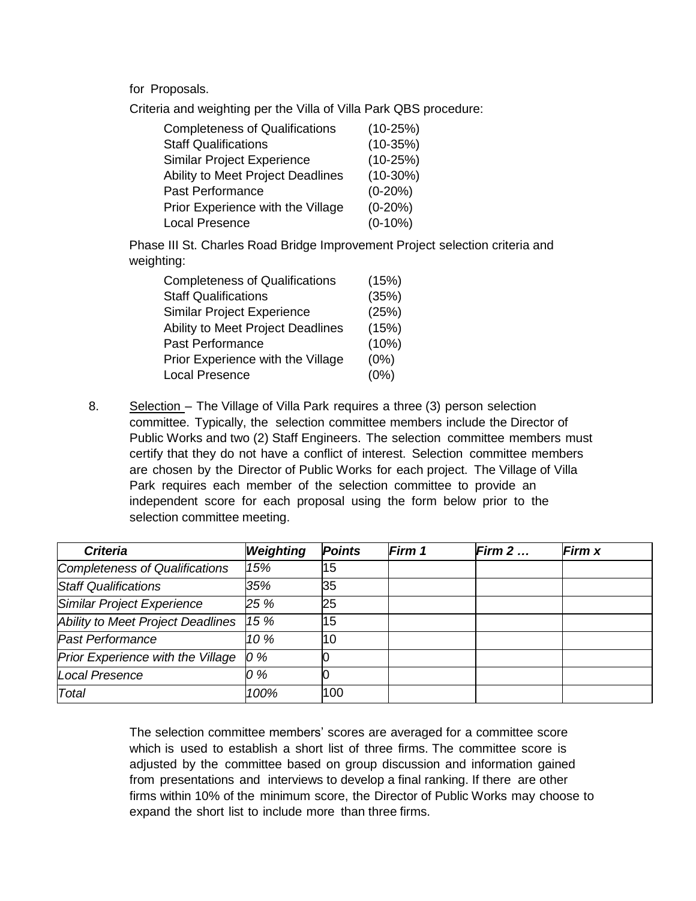for Proposals.

Criteria and weighting per the Villa of Villa Park QBS procedure:

| | |
|---|---|
| Completeness of Qualifications | (10-25%) |
| Staff Qualifications | (10-35%) |
| Similar Project Experience | (10-25%) |
| Ability to Meet Project Deadlines | (10-30%) |
| Past Performance | (0-20%) |
| Prior Experience with the Village | (0-20%) |
| Local Presence | (0-10%) |

Phase III St. Charles Road Bridge Improvement Project selection criteria and weighting:

| | |
|---|---|
| Completeness of Qualifications | (15%) |
| Staff Qualifications | (35%) |
| Similar Project Experience | (25%) |
| Ability to Meet Project Deadlines | (15%) |
| Past Performance | (10%) |
| Prior Experience with the Village | (0%) |
| Local Presence | (0%) |

8. Selection – The Village of Villa Park requires a three (3) person selection committee. Typically, the selection committee members include the Director of Public Works and two (2) Staff Engineers. The selection committee members must certify that they do not have a conflict of interest. Selection committee members are chosen by the Director of Public Works for each project. The Village of Villa Park requires each member of the selection committee to provide an independent score for each proposal using the form below prior to the selection committee meeting.

| ***Criteria*** | ***Weighting*** | ***Points*** | ***Firm 1*** | ***Firm 2 …*** | ***Firm x*** |
|---|---|---|---|---|---|
| *Completeness of Qualifications* | *15%* | 15 | | | |
| *Staff Qualifications* | *35%* | 35 | | | |
| *Similar Project Experience* | *25 %* | 25 | | | |
| *Ability to Meet Project Deadlines* | *15 %* | 15 | | | |
| *Past Performance* | *10 %* | 10 | | | |
| *Prior Experience with the Village* | *0 %* | 0 | | | |
| *Local Presence* | *0 %* | 0 | | | |
| *Total* | *100%* | 100 | | | |

The selection committee members' scores are averaged for a committee score which is used to establish a short list of three firms. The committee score is adjusted by the committee based on group discussion and information gained from presentations and interviews to develop a final ranking. If there are other firms within 10% of the minimum score, the Director of Public Works may choose to expand the short list to include more than three firms.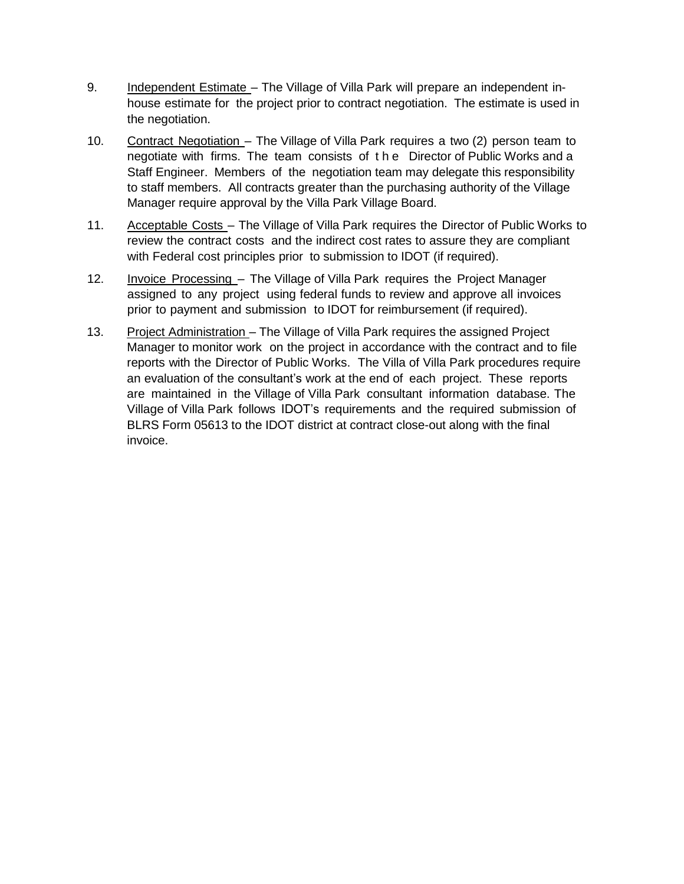9. Independent Estimate – The Village of Villa Park will prepare an independent in-house estimate for the project prior to contract negotiation. The estimate is used in the negotiation.

10. Contract Negotiation – The Village of Villa Park requires a two (2) person team to negotiate with firms. The team consists of the Director of Public Works and a Staff Engineer. Members of the negotiation team may delegate this responsibility to staff members. All contracts greater than the purchasing authority of the Village Manager require approval by the Villa Park Village Board.

11. Acceptable Costs – The Village of Villa Park requires the Director of Public Works to review the contract costs and the indirect cost rates to assure they are compliant with Federal cost principles prior to submission to IDOT (if required).

12. Invoice Processing – The Village of Villa Park requires the Project Manager assigned to any project using federal funds to review and approve all invoices prior to payment and submission to IDOT for reimbursement (if required).

13. Project Administration – The Village of Villa Park requires the assigned Project Manager to monitor work on the project in accordance with the contract and to file reports with the Director of Public Works. The Villa of Villa Park procedures require an evaluation of the consultant's work at the end of each project. These reports are maintained in the Village of Villa Park consultant information database. The Village of Villa Park follows IDOT's requirements and the required submission of BLRS Form 05613 to the IDOT district at contract close-out along with the final invoice.